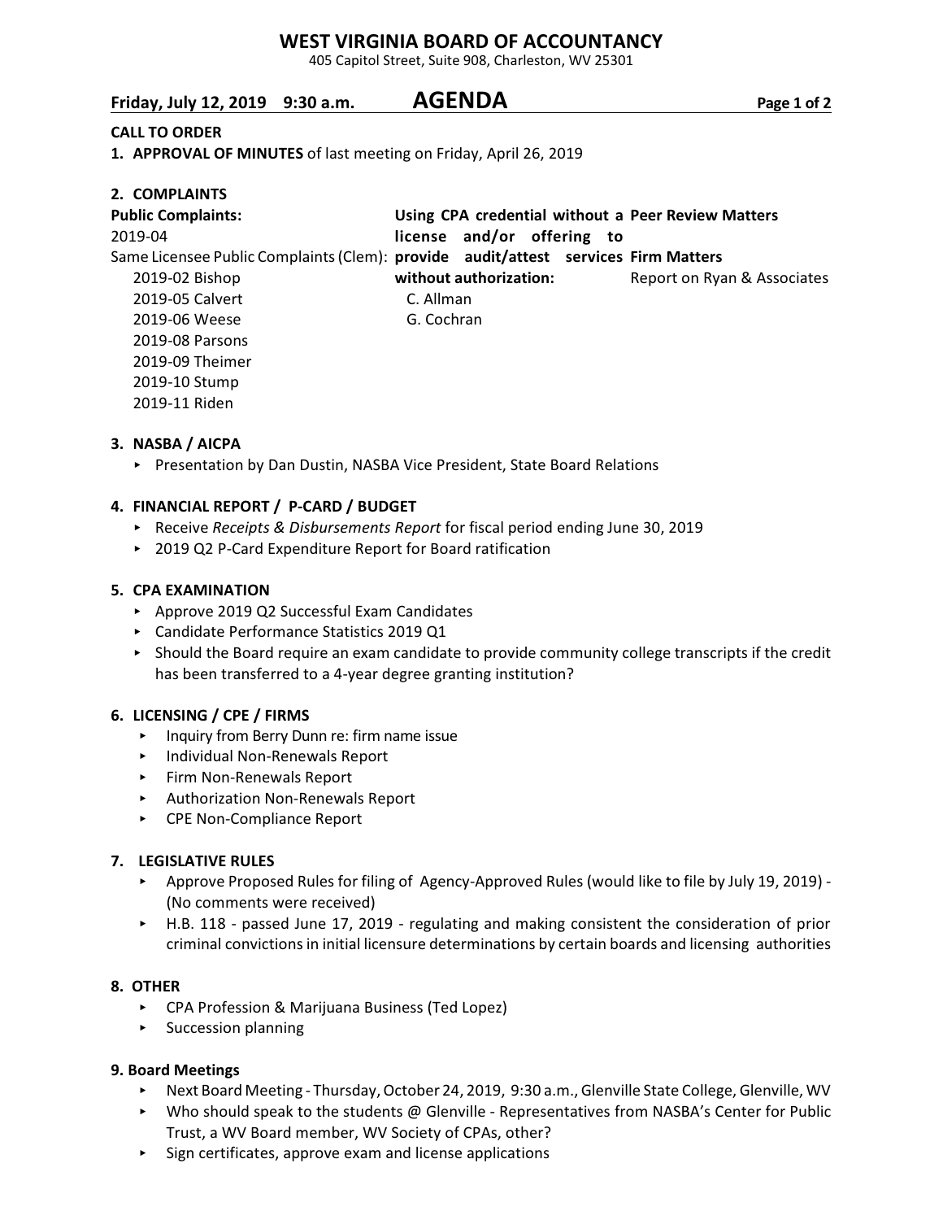# WEST VIRGINIA BOARD OF ACCOUNTANCY

405 Capitol Street, Suite 908, Charleston, WV 25301

**Friday, July 12, 2019 9:30 a.m.** **AGENDA**

**CALL TO ORDER**

**1. APPROVAL OF MINUTES** of last meeting on Friday, April 26, 2019

**2. COMPLAINTS**

**Public Complaints:**

2019-04

Same Licensee Public Complaints (Clem):

- 2019-02 Bishop
- 2019-05 Calvert
- 2019-06 Weese
- 2019-08 Parsons
- 2019-09 Theimer
- 2019-10 Stump
- 2019-11 Riden

**Using CPA credential without a license and/or offering to provide audit/attest services without authorization:**

- C. Allman
- G. Cochran

**Peer Review Matters**

**Firm Matters**

Report on Ryan & Associates

**3. NASBA / AICPA**

- Presentation by Dan Dustin, NASBA Vice President, State Board Relations

**4. FINANCIAL REPORT / P-CARD / BUDGET**

- Receive *Receipts & Disbursements Report* for fiscal period ending June 30, 2019
- 2019 Q2 P-Card Expenditure Report for Board ratification

**5. CPA EXAMINATION**

- Approve 2019 Q2 Successful Exam Candidates
- Candidate Performance Statistics 2019 Q1
- Should the Board require an exam candidate to provide community college transcripts if the credit has been transferred to a 4-year degree granting institution?

**6. LICENSING / CPE / FIRMS**

- Inquiry from Berry Dunn re: firm name issue
- Individual Non-Renewals Report
- Firm Non-Renewals Report
- Authorization Non-Renewals Report
- CPE Non-Compliance Report

**7. LEGISLATIVE RULES**

- Approve Proposed Rules for filing of Agency-Approved Rules (would like to file by July 19, 2019) - (No comments were received)
- H.B. 118 - passed June 17, 2019 - regulating and making consistent the consideration of prior criminal convictions in initial licensure determinations by certain boards and licensing authorities

**8. OTHER**

- CPA Profession & Marijuana Business (Ted Lopez)
- Succession planning

**9. Board Meetings**

- Next Board Meeting - Thursday, October 24, 2019, 9:30 a.m., Glenville State College, Glenville, WV
- Who should speak to the students @ Glenville - Representatives from NASBA's Center for Public Trust, a WV Board member, WV Society of CPAs, other?
- Sign certificates, approve exam and license applications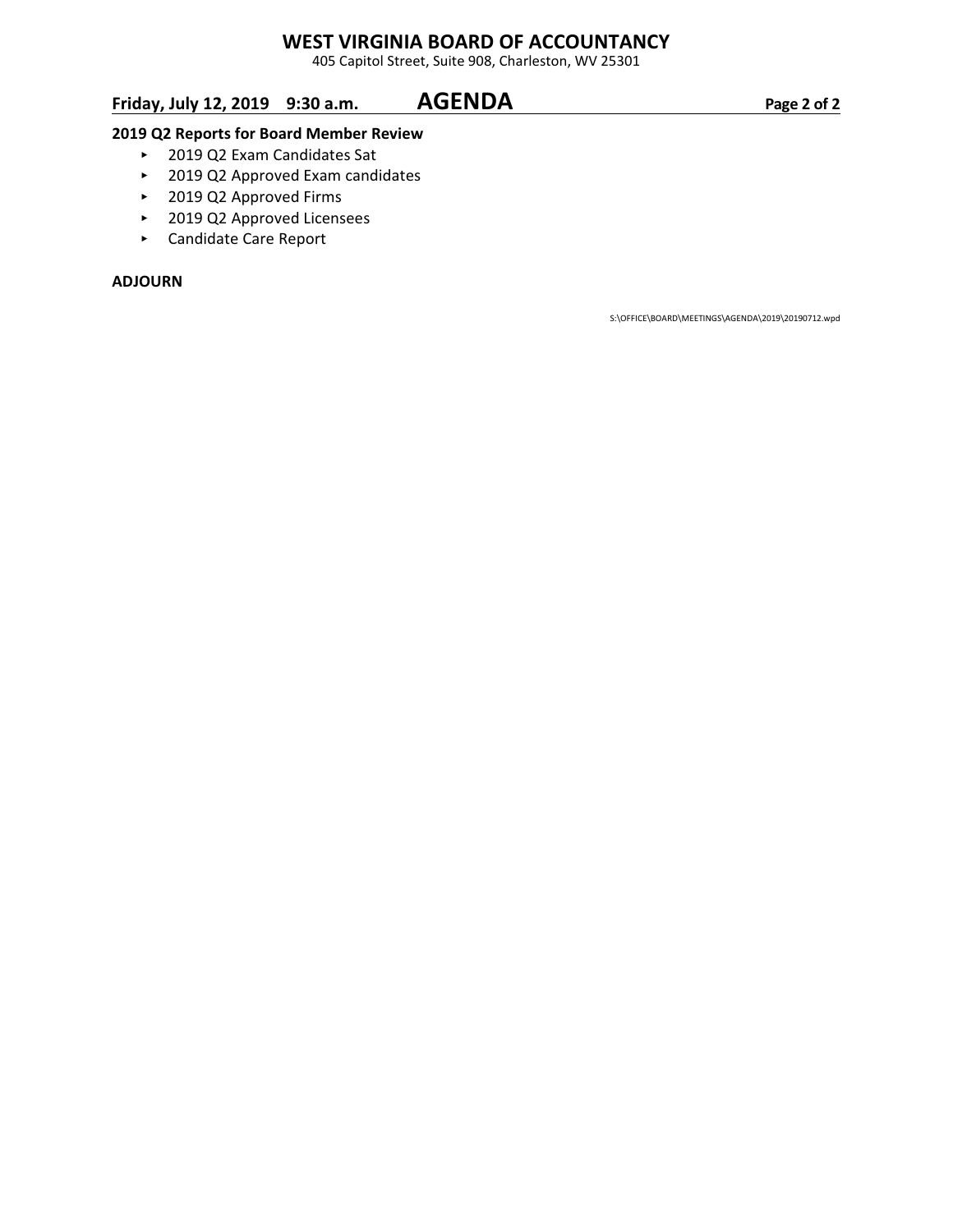## 2019 Q2 Reports for Board Member Review

- 2019 Q2 Exam Candidates Sat
- 2019 Q2 Approved Exam candidates
- 2019 Q2 Approved Firms
- 2019 Q2 Approved Licensees
- Candidate Care Report

**ADJOURN**

S:\OFFICE\BOARD\MEETINGS\AGENDA\2019\20190712.wpd